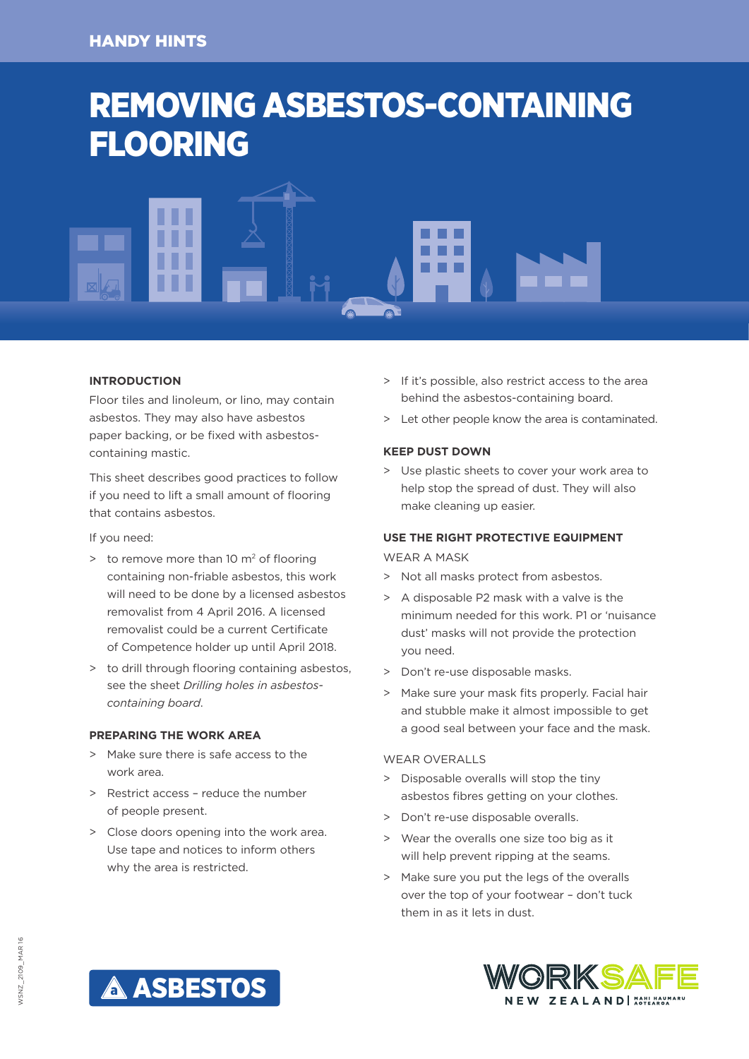HANDY HINTS

# REMOVING ASBESTOS-CONTAINING FLOORING

## INTRODUCTION

Floor tiles and linoleum, or lino, may contain asbestos. They may also have asbestos paper backing, or be fixed with asbestos-containing mastic.

This sheet describes good practices to follow if you need to lift a small amount of flooring that contains asbestos.

If you need:

> to remove more than 10 $m^2$ of flooring containing non-friable asbestos, this work will need to be done by a licensed asbestos removalist from 4 April 2016. A licensed removalist could be a current Certificate of Competence holder up until April 2018.

> to drill through flooring containing asbestos, see the sheet *Drilling holes in asbestos-containing board*.

## PREPARING THE WORK AREA

> Make sure there is safe access to the work area.

> Restrict access – reduce the number of people present.

> Close doors opening into the work area. Use tape and notices to inform others why the area is restricted.

> If it's possible, also restrict access to the area behind the asbestos-containing board.

> Let other people know the area is contaminated.

## KEEP DUST DOWN

> Use plastic sheets to cover your work area to help stop the spread of dust. They will also make cleaning up easier.

## USE THE RIGHT PROTECTIVE EQUIPMENT

WEAR A MASK

> Not all masks protect from asbestos.

> A disposable P2 mask with a valve is the minimum needed for this work. P1 or 'nuisance dust' masks will not provide the protection you need.

> Don't re-use disposable masks.

> Make sure your mask fits properly. Facial hair and stubble make it almost impossible to get a good seal between your face and the mask.

WEAR OVERALLS

> Disposable overalls will stop the tiny asbestos fibres getting on your clothes.

> Don't re-use disposable overalls.

> Wear the overalls one size too big as it will help prevent ripping at the seams.

> Make sure you put the legs of the overalls over the top of your footwear – don't tuck them in as it lets in dust.

ASBESTOS

WORKSAFE NEW ZEALAND | MAHI HAUMARU AOTEAROA

WSNZ_2109_MAR 16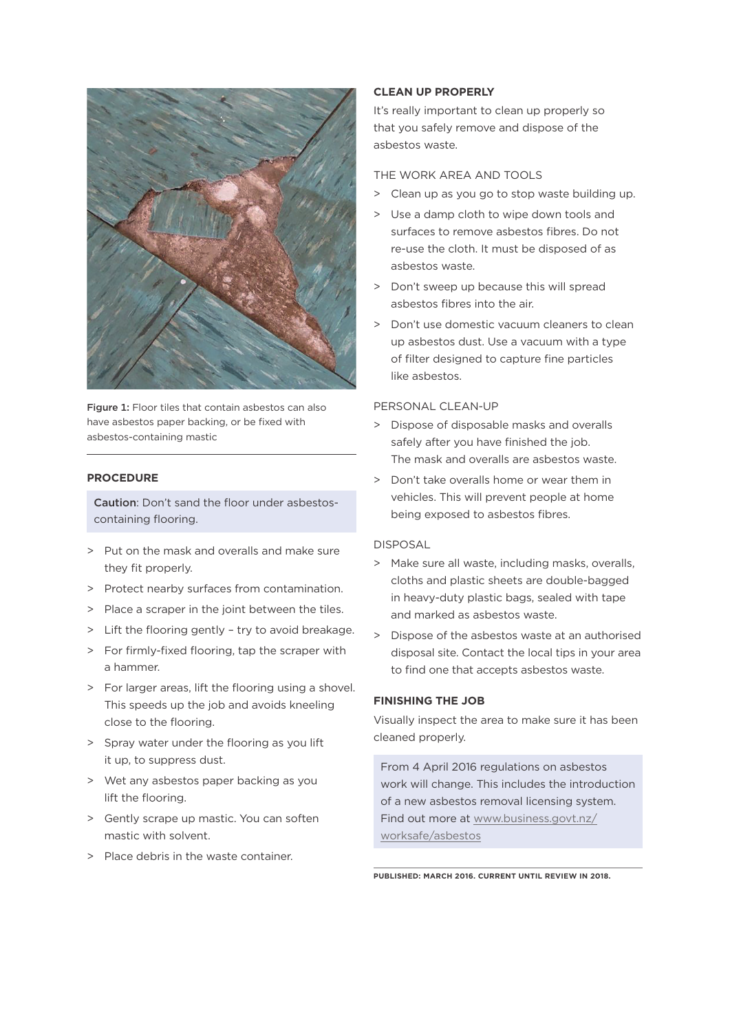Figure 1: Floor tiles that contain asbestos can also have asbestos paper backing, or be fixed with asbestos-containing mastic

## PROCEDURE

**Caution**: Don't sand the floor under asbestos-containing flooring.

- Put on the mask and overalls and make sure they fit properly.
- Protect nearby surfaces from contamination.
- Place a scraper in the joint between the tiles.
- Lift the flooring gently – try to avoid breakage.
- For firmly-fixed flooring, tap the scraper with a hammer.
- For larger areas, lift the flooring using a shovel. This speeds up the job and avoids kneeling close to the flooring.
- Spray water under the flooring as you lift it up, to suppress dust.
- Wet any asbestos paper backing as you lift the flooring.
- Gently scrape up mastic. You can soften mastic with solvent.
- Place debris in the waste container.

## CLEAN UP PROPERLY

It's really important to clean up properly so that you safely remove and dispose of the asbestos waste.

### THE WORK AREA AND TOOLS

- Clean up as you go to stop waste building up.
- Use a damp cloth to wipe down tools and surfaces to remove asbestos fibres. Do not re-use the cloth. It must be disposed of as asbestos waste.
- Don't sweep up because this will spread asbestos fibres into the air.
- Don't use domestic vacuum cleaners to clean up asbestos dust. Use a vacuum with a type of filter designed to capture fine particles like asbestos.

### PERSONAL CLEAN-UP

- Dispose of disposable masks and overalls safely after you have finished the job. The mask and overalls are asbestos waste.
- Don't take overalls home or wear them in vehicles. This will prevent people at home being exposed to asbestos fibres.

### DISPOSAL

- Make sure all waste, including masks, overalls, cloths and plastic sheets are double-bagged in heavy-duty plastic bags, sealed with tape and marked as asbestos waste.
- Dispose of the asbestos waste at an authorised disposal site. Contact the local tips in your area to find one that accepts asbestos waste.

## FINISHING THE JOB

Visually inspect the area to make sure it has been cleaned properly.

From 4 April 2016 regulations on asbestos work will change. This includes the introduction of a new asbestos removal licensing system. Find out more at www.business.govt.nz/worksafe/asbestos

**PUBLISHED: MARCH 2016. CURRENT UNTIL REVIEW IN 2018.**